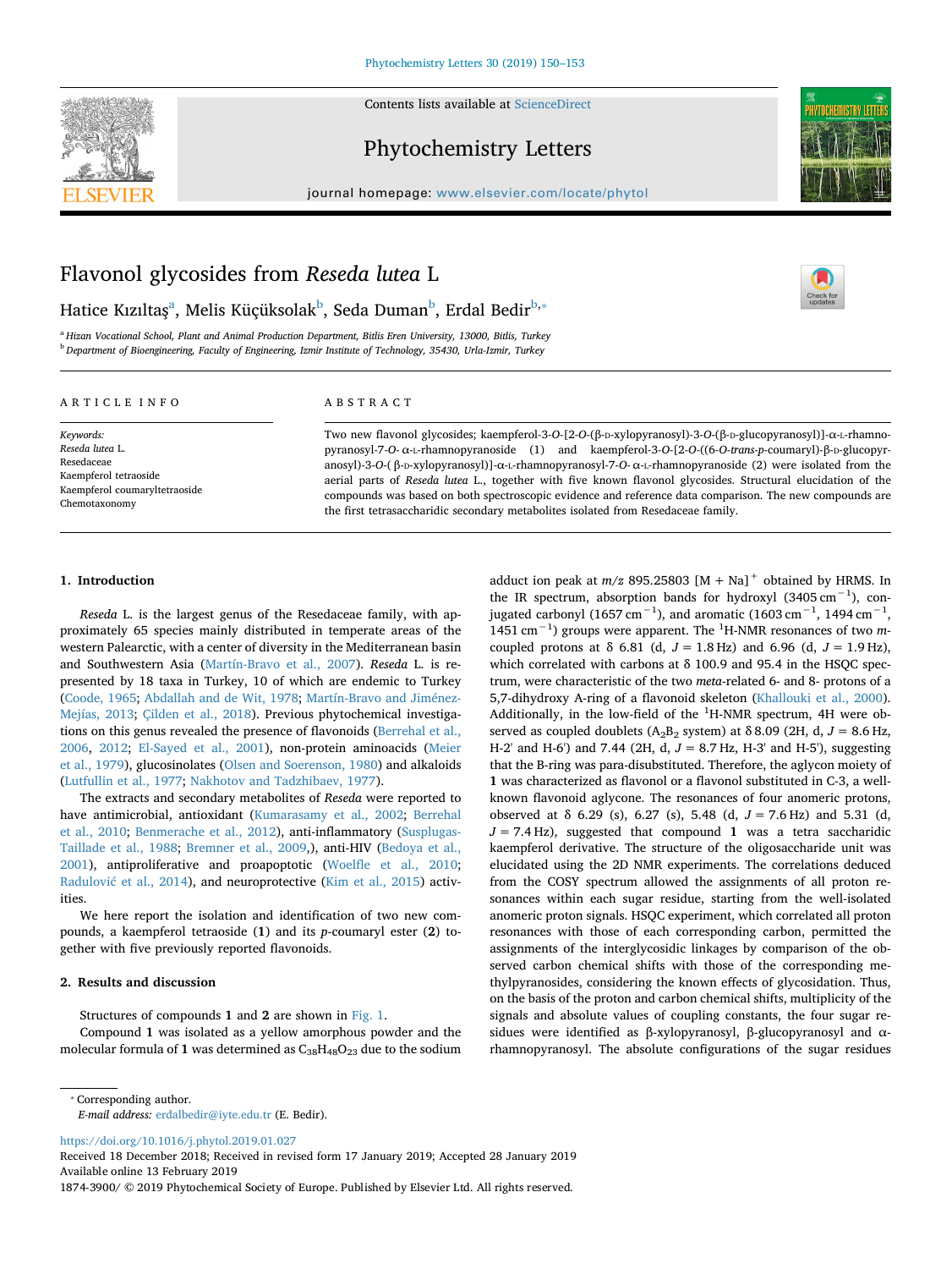# Flavonol glycosides from *Reseda lutea* L

Hatice Kızıltaş[a], Melis Küçüksolak[b], Seda Duman[b], Erdal Bedir[b,*]

[a] Hizan Vocational School, Plant and Animal Production Department, Bitlis Eren University, 13000, Bitlis, Turkey
[b] Department of Bioengineering, Faculty of Engineering, Izmir Institute of Technology, 35430, Urla-Izmir, Turkey

## ARTICLE INFO

*Keywords:*
*Reseda lutea* L.
Resedaceae
Kaempferol tetraoside
Kaempferol coumaryltetraoside
Chemotaxonomy

## ABSTRACT

Two new flavonol glycosides; kaempferol-3-*O*-[2-*O*-(β-D-xylopyranosyl)-3-*O*-(β-D-glucopyranosyl)]-α-L-rhamnopyranosyl-7-*O*- α-L-rhamnopyranoside (1) and kaempferol-3-*O*-[2-*O*-((6-*O*-*trans*-*p*-coumaryl)-β-D-glucopyranosyl)-3-*O*-( β-D-xylopyranosyl)]-α-L-rhamnopyranosyl-7-*O*- α-L-rhamnopyranoside (2) were isolated from the aerial parts of *Reseda lutea* L., together with five known flavonol glycosides. Structural elucidation of the compounds was based on both spectroscopic evidence and reference data comparison. The new compounds are the first tetrasaccharidic secondary metabolites isolated from Resedaceae family.

## 1. Introduction

*Reseda* L. is the largest genus of the Resedaceae family, with approximately 65 species mainly distributed in temperate areas of the western Palearctic, with a center of diversity in the Mediterranean basin and Southwestern Asia (Martín-Bravo et al., 2007). *Reseda* L. is represented by 18 taxa in Turkey, 10 of which are endemic to Turkey (Coode, 1965; Abdallah and de Wit, 1978; Martín-Bravo and Jiménez-Mejías, 2013; Çilden et al., 2018). Previous phytochemical investigations on this genus revealed the presence of flavonoids (Berrehal et al., 2006, 2012; El-Sayed et al., 2001), non-protein aminoacids (Meier et al., 1979), glucosinolates (Olsen and Soerenson, 1980) and alkaloids (Lutfullin et al., 1977; Nakhotov and Tadzhibaev, 1977).

The extracts and secondary metabolites of *Reseda* were reported to have antimicrobial, antioxidant (Kumarasamy et al., 2002; Berrehal et al., 2010; Benmerache et al., 2012), anti-inflammatory (Susplugas-Taillade et al., 1988; Bremner et al., 2009,), anti-HIV (Bedoya et al., 2001), antiproliferative and proapoptotic (Woelfle et al., 2010; Radulović et al., 2014), and neuroprotective (Kim et al., 2015) activities.

We here report the isolation and identification of two new compounds, a kaempferol tetraoside (1) and its *p*-coumaryl ester (2) together with five previously reported flavonoids.

## 2. Results and discussion

Structures of compounds 1 and 2 are shown in Fig. 1.

Compound 1 was isolated as a yellow amorphous powder and the molecular formula of 1 was determined as $C_{38}H_{48}O_{23}$ due to the sodium adduct ion peak at *m/z* 895.25803 $[M + Na]^+$ obtained by HRMS. In the IR spectrum, absorption bands for hydroxyl (3405 $cm^{-1}$), conjugated carbonyl (1657 $cm^{-1}$), and aromatic (1603 $cm^{-1}$, 1494 $cm^{-1}$, 1451 $cm^{-1}$) groups were apparent. The $^1$H-NMR resonances of two *m*-coupled protons at δ 6.81 (d, *J* = 1.8 Hz) and 6.96 (d, *J* = 1.9 Hz), which correlated with carbons at δ 100.9 and 95.4 in the HSQC spectrum, were characteristic of the two *meta*-related 6- and 8- protons of a 5,7-dihydroxy A-ring of a flavonoid skeleton (Khallouki et al., 2000). Additionally, in the low-field of the $^1$H-NMR spectrum, 4H were observed as coupled doublets ($A_2B_2$ system) at δ 8.09 (2H, d, *J* = 8.6 Hz, H-2' and H-6') and 7.44 (2H, d, *J* = 8.7 Hz, H-3' and H-5'), suggesting that the B-ring was para-disubstituted. Therefore, the aglycon moiety of 1 was characterized as flavonol or a flavonol substituted in C-3, a well-known flavonoid aglycone. The resonances of four anomeric protons, observed at δ 6.29 (s), 6.27 (s), 5.48 (d, *J* = 7.6 Hz) and 5.31 (d, *J* = 7.4 Hz), suggested that compound 1 was a tetra saccharidic kaempferol derivative. The structure of the oligosaccharide unit was elucidated using the 2D NMR experiments. The correlations deduced from the COSY spectrum allowed the assignments of all proton resonances within each sugar residue, starting from the well-isolated anomeric proton signals. HSQC experiment, which correlated all proton resonances with those of each corresponding carbon, permitted the assignments of the interglycosidic linkages by comparison of the observed carbon chemical shifts with those of the corresponding methylpyranosides, considering the known effects of glycosidation. Thus, on the basis of the proton and carbon chemical shifts, multiplicity of the signals and absolute values of coupling constants, the four sugar residues were identified as β-xylopyranosyl, β-glucopyranosyl and α-rhamnopyranosyl. The absolute configurations of the sugar residues

* Corresponding author.
*E-mail address:* erdalbedir@iyte.edu.tr (E. Bedir).

https://doi.org/10.1016/j.phytol.2019.01.027
Received 18 December 2018; Received in revised form 17 January 2019; Accepted 28 January 2019
Available online 13 February 2019
1874-3900/ © 2019 Phytochemical Society of Europe. Published by Elsevier Ltd. All rights reserved.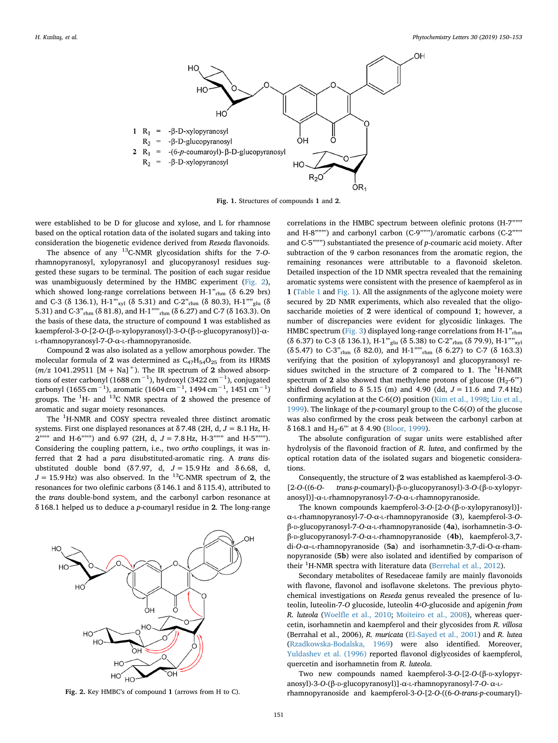**Fig. 1.** Structures of compounds **1** and **2**.

**1** $R_1$ = -β-D-xylopyranosyl
$R_2$ = -β-D-glucopyranosyl
**2** $R_1$ = -(6-*p*-coumaroyl)-β-D-glucopyranosyl
$R_2$ = -β-D-xylopyranosyl

were established to be D for glucose and xylose, and L for rhamnose based on the optical rotation data of the isolated sugars and taking into consideration the biogenetic evidence derived from *Reseda* flavonoids.

The absence of any $^{13}$C-NMR glycosidation shifts for the 7-*O*-rhamnopyranosyl, xylopyranosyl and glucopyranosyl residues suggested these sugars to be terminal. The position of each sugar residue was unambiguously determined by the HMBC experiment (Fig. 2), which showed long-range correlations between H-1"$_{rhm}$ (δ 6.29 brs) and C-3 (δ 136.1), H-1"'$_{xyl}$ (δ 5.31) and C-2"$_{rhm}$ (δ 80.3), H-1""$_{glu}$ (δ 5.31) and C-3"$_{rhm}$ (δ 81.8), and H-1""'$_{rhm}$ (δ 6.27) and C-7 (δ 163.3). On the basis of these data, the structure of compound **1** was established as kaempferol-3-*O*-[2-*O*-(β-D-xylopyranosyl)-3-*O*-(β-D-glucopyranosyl)]-α-L-rhamnopyranosyl-7-*O*-α-L-rhamnopyranoside.

Compound **2** was also isolated as a yellow amorphous powder. The molecular formula of **2** was determined as $C_{47}H_{54}O_{25}$ from its HRMS (*m/z* 1041.29511 [M + Na]$^+$). The IR spectrum of **2** showed absorptions of ester carbonyl (1688 cm$^{-1}$), hydroxyl (3422 cm$^{-1}$), conjugated carbonyl (1655 cm$^{-1}$), aromatic (1604 cm$^{-1}$, 1494 cm$^{-1}$, 1451 cm$^{-1}$) groups. The $^1$H- and $^{13}$C NMR spectra of **2** showed the presence of aromatic and sugar moiety resonances.

The $^1$H-NMR and COSY spectra revealed three distinct aromatic systems. First one displayed resonances at δ 7.48 (2H, d, *J* = 8.1 Hz, H-2""" and H-6""") and 6.97 (2H, d, *J* = 7.8 Hz, H-3""" and H-5"""). Considering the coupling pattern, i.e., two *ortho* couplings, it was inferred that **2** had a *para* disubstituted-aromatic ring. A *trans* disubstituted double bond (δ 7.97, d, *J* = 15.9 Hz and δ 6.68, d, *J* = 15.9 Hz) was also observed. In the $^{13}$C-NMR spectrum of **2**, the resonances for two olefinic carbons (δ 146.1 and δ 115.4), attributed to the *trans* double-bond system, and the carbonyl carbon resonance at δ 168.1 helped us to deduce a *p*-coumaryl residue in **2**. The long-range correlations in the HMBC spectrum between olefinic protons (H-7""" and H-8""") and carbonyl carbon (C-9""")/aromatic carbons (C-2""" and C-5""") substantiated the presence of *p*-coumaric acid moiety. After subtraction of the 9 carbon resonances from the aromatic region, the remaining resonances were attributable to a flavonoid skeleton. Detailed inspection of the 1D NMR spectra revealed that the remaining aromatic systems were consistent with the presence of kaempferol as in **1** (Table 1 and Fig. 1). All the assignments of the aglycone moiety were secured by 2D NMR experiments, which also revealed that the oligosaccharide moieties of **2** were identical of compound **1**; however, a number of discrepancies were evident for glycosidic linkages. The HMBC spectrum (Fig. 3) displayed long-range correlations from H-1"$_{rhm}$ (δ 6.37) to C-3 (δ 136.1), H-1"'$_{glu}$ (δ 5.38) to C-2"$_{rhm}$ (δ 79.9), H-1""$_{xyl}$ (δ 5.47) to C-3"$_{rhm}$ (δ 82.0), and H-1""'$_{rhm}$ (δ 6.27) to C-7 (δ 163.3) verifying that the position of xylopyranosyl and glucopyranosyl residues switched in the structure of **2** compared to **1**. The $^1$H-NMR spectrum of **2** also showed that methylene protons of glucose ($H_2$-6"') shifted downfield to δ 5.15 (m) and 4.90 (dd, *J* = 11.6 and 7.4 Hz) confirming acylation at the C-6(*O*) position (Kim et al., 1998; Liu et al., 1999). The linkage of the *p*-coumaryl group to the C-6(*O*) of the glucose was also confirmed by the cross peak between the carbonyl carbon at δ 168.1 and $H_2$-6"' at δ 4.90 (Bloor, 1999).

The absolute configuration of sugar units were established after hydrolysis of the flavonoid fraction of *R. lutea*, and confirmed by the optical rotation data of the isolated sugars and biogenetic considerations.

Consequently, the structure of **2** was established as kaempferol-3-*O*-[2-*O*-((6-*O*- *trans*-*p*-coumaryl)-β-D-glucopyranosyl)-3-*O*-(β-D-xylopyranosyl)]-α-L-rhamnopyranosyl-7-*O*-α-L-rhamnopyranoside.

The known compounds kaempferol-3-*O*-[2-*O*-(β-D-xylopyranosyl)]-α-L-rhamnopyranosyl-7-*O*-α-L-rhamnopyranoside (**3**), kaempferol-3-*O*-β-D-glucopyranosyl-7-*O*-α-L-rhamnopyranoside (**4a**), isorhamnetin-3-*O*-β-D-glucopyranosyl-7-*O*-α-L-rhamnopyranoside (**4b**), kaempferol-3,7-di-*O*-α–L-rhamnopyranoside (**5a**) and isorhamnetin-3,7-di-O-α-rhamnopyranoside (**5b**) were also isolated and identified by comparison of their $^1$H-NMR spectra with literature data (Berrehal et al., 2012).

Secondary metabolites of Resedaceae family are mainly flavonoids with flavone, flavonol and isoflavone skeletons. The previous phytochemical investigations on *Reseda* genus revealed the presence of luteolin, luteolin-7-*O* glucoside, luteolin 4′*O*-glucoside and apigenin *from R. luteola* (Woelfle et al., 2010; Moiteiro et al., 2008), whereas quercetin, isorhamnetin and kaempferol and their glycosides from *R. villosa* (Berrahal et al., 2006), *R. muricata* (El-Sayed et al., 2001) and *R. lutea* (Rzadkowska-Bodalska, 1969) were also identified. Moreover, Yuldashev et al. (1996) reported flavonol diglycosides of kaempferol, quercetin and isorhamnetin from *R. luteola*.

Two new compounds named kaempferol-3-*O*-[2-*O*-(β-D-xylopyranosyl)-3-*O*-(β-D-glucopyranosyl)]-α-L-rhamnopyranosyl-7-*O*- α-L-rhamnopyranoside and kaempferol-3-*O*-[2-*O*-((6-*O*-*trans*-*p*-coumaryl)-

**Fig. 2.** Key HMBC's of compound **1** (arrows from H to C).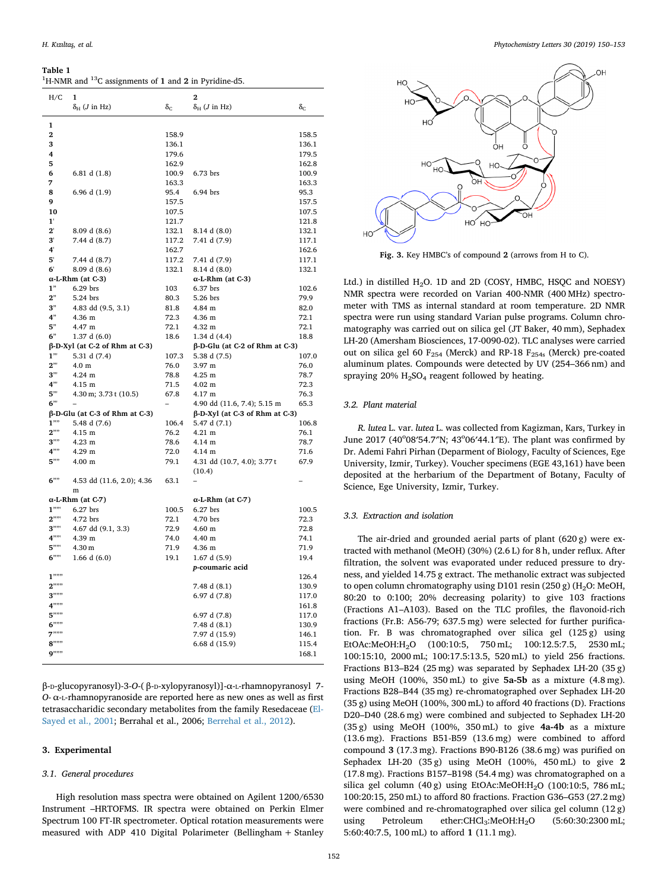**Table 1**

$^1$H-NMR and $^{13}$C assignments of **1** and **2** in Pyridine-d5.

| H/C | **1** $\delta_H$ ($J$ in Hz) | $\delta_C$ | **2** $\delta_H$ ($J$ in Hz) | $\delta_C$ |
|---|---|---|---|---|
| **1** | | | | |
| **2** | | 158.9 | | 158.5 |
| **3** | | 136.1 | | 136.1 |
| **4** | | 179.6 | | 179.5 |
| **5** | | 162.9 | | 162.8 |
| **6** | 6.81 d (1.8) | 100.9 | 6.73 brs | 100.9 |
| **7** | | 163.3 | | 163.3 |
| **8** | 6.96 d (1.9) | 95.4 | 6.94 brs | 95.3 |
| **9** | | 157.5 | | 157.5 |
| **10** | | 107.5 | | 107.5 |
| **1'** | | 121.7 | | 121.8 |
| **2'** | 8.09 d (8.6) | 132.1 | 8.14 d (8.0) | 132.1 |
| **3'** | 7.44 d (8.7) | 117.2 | 7.41 d (7.9) | 117.1 |
| **4'** | | 162.7 | | 162.6 |
| **5'** | 7.44 d (8.7) | 117.2 | 7.41 d (7.9) | 117.1 |
| **6'** | 8.09 d (8.6) | 132.1 | 8.14 d (8.0) | 132.1 |
| **α-L-Rhm (at C-3)** | | | **α-L-Rhm (at C-3)** | |
| **1"** | 6.29 brs | 103 | 6.37 brs | 102.6 |
| **2"** | 5.24 brs | 80.3 | 5.26 brs | 79.9 |
| **3"** | 4.83 dd (9.5, 3.1) | 81.8 | 4.84 m | 82.0 |
| **4"** | 4.36 m | 72.3 | 4.36 m | 72.1 |
| **5"** | 4.47 m | 72.1 | 4.32 m | 72.1 |
| **6"** | 1.37 d (6.0) | 18.6 | 1.34 d (4.4) | 18.8 |
| **β-D-Xyl (at C-2 of Rhm at C-3)** | | | **β-D-Glu (at C-2 of Rhm at C-3)** | |
| **1'''** | 5.31 d (7.4) | 107.3 | 5.38 d (7.5) | 107.0 |
| **2'''** | 4.0 m | 76.0 | 3.97 m | 76.0 |
| **3'''** | 4.24 m | 78.8 | 4.25 m | 78.7 |
| **4'''** | 4.15 m | 71.5 | 4.02 m | 72.3 |
| **5'''** | 4.30 m; 3.73 t (10.5) | 67.8 | 4.17 m | 76.3 |
| **6'''** | – | – | 4.90 dd (11.6, 7.4); 5.15 m | 65.3 |
| **β-D-Glu (at C-3 of Rhm at C-3)** | | | **β-D-Xyl (at C-3 of Rhm at C-3)** | |
| **1''''** | 5.48 d (7.6) | 106.4 | 5.47 d (7.1) | 106.8 |
| **2''''** | 4.15 m | 76.2 | 4.21 m | 76.1 |
| **3''''** | 4.23 m | 78.6 | 4.14 m | 78.7 |
| **4''''** | 4.29 m | 72.0 | 4.14 m | 71.6 |
| **5''''** | 4.00 m | 79.1 | 4.31 dd (10.7, 4.0); 3.77 t (10.4) | 67.9 |
| **6''''** | 4.53 dd (11.6, 2.0); 4.36 m | 63.1 | – | – |
| **α-L-Rhm (at C-7)** | | | **α-L-Rhm (at C-7)** | |
| **1'''''** | 6.27 brs | 100.5 | 6.27 brs | 100.5 |
| **2'''''** | 4.72 brs | 72.1 | 4.70 brs | 72.3 |
| **3'''''** | 4.67 dd (9.1, 3.3) | 72.9 | 4.60 m | 72.8 |
| **4'''''** | 4.39 m | 74.0 | 4.40 m | 74.1 |
| **5'''''** | 4.30 m | 71.9 | 4.36 m | 71.9 |
| **6'''''** | 1.66 d (6.0) | 19.1 | 1.67 d (5.9) | 19.4 |
| | | | ***p*-coumaric acid** | |
| **1''''''** | | | | 126.4 |
| **2''''''** | | | 7.48 d (8.1) | 130.9 |
| **3''''''** | | | 6.97 d (7.8) | 117.0 |
| **4''''''** | | | | 161.8 |
| **5''''''** | | | 6.97 d (7.8) | 117.0 |
| **6''''''** | | | 7.48 d (8.1) | 130.9 |
| **7''''''** | | | 7.97 d (15.9) | 146.1 |
| **8''''''** | | | 6.68 d (15.9) | 115.4 |
| **9''''''** | | | | 168.1 |

β-D-glucopyranosyl)-3-*O*-( β-D-xylopyranosyl)]-α-L-rhamnopyranosyl 7-*O*- α-L-rhamnopyranoside are reported here as new ones as well as first tetrasaccharidic secondary metabolites from the family Resedaceae (El-Sayed et al., 2001; Berrahal et al., 2006; Berrehal et al., 2012).

## 3. Experimental

### 3.1. General procedures

High resolution mass spectra were obtained on Agilent 1200/6530 Instrument –HRTOFMS. IR spectra were obtained on Perkin Elmer Spectrum 100 FT-IR spectrometer. Optical rotation measurements were measured with ADP 410 Digital Polarimeter (Bellingham + Stanley Ltd.) in distilled $H_2O$. 1D and 2D (COSY, HMBC, HSQC and NOESY) NMR spectra were recorded on Varian 400-NMR (400 MHz) spectrometer with TMS as internal standard at room temperature. 2D NMR spectra were run using standard Varian pulse programs. Column chromatography was carried out on silica gel (JT Baker, 40 mm), Sephadex LH-20 (Amersham Biosciences, 17-0090-02). TLC analyses were carried out on silica gel 60 $F_{254}$ (Merck) and RP-18 $F_{254s}$ (Merck) pre-coated aluminum plates. Compounds were detected by UV (254–366 nm) and spraying 20% $H_2SO_4$ reagent followed by heating.

**Fig. 3.** Key HMBC's of compound **2** (arrows from H to C).

### 3.2. Plant material

*R. lutea* L. var. *lutea* L. was collected from Kagizman, Kars, Turkey in June 2017 (40°08′54.7″N; 43°06′44.1″E). The plant was confirmed by Dr. Ademi Fahri Pirhan (Deparment of Biology, Faculty of Sciences, Ege University, Izmir, Turkey). Voucher specimens (EGE 43,161) have been deposited at the herbarium of the Department of Botany, Faculty of Science, Ege University, Izmir, Turkey.

### 3.3. Extraction and isolation

The air-dried and grounded aerial parts of plant (620 g) were extracted with methanol (MeOH) (30%) (2.6 L) for 8 h, under reflux. After filtration, the solvent was evaporated under reduced pressure to dryness, and yielded 14.75 g extract. The methanolic extract was subjected to open column chromatography using D101 resin (250 g) ($H_2O$: MeOH, 80:20 to 0:100; 20% decreasing polarity) to give 103 fractions (Fractions A1–A103). Based on the TLC profiles, the flavonoid-rich fractions (Fr.B: A56-79; 637.5 mg) were selected for further purification. Fr. B was chromatographed over silica gel (125 g) using EtOAc:MeOH:$H_2O$ (100:10:5, 750 mL; 100:12.5:7.5, 2530 mL; 100:15:10, 2000 mL; 100:17.5:13.5, 520 mL) to yield 256 fractions. Fractions B13–B24 (25 mg) was separated by Sephadex LH-20 (35 g) using MeOH (100%, 350 mL) to give **5a-5b** as a mixture (4.8 mg). Fractions B28–B44 (35 mg) re-chromatographed over Sephadex LH-20 (35 g) using MeOH (100%, 300 mL) to afford 40 fractions (D). Fractions D20–D40 (28.6 mg) were combined and subjected to Sephadex LH-20 (35 g) using MeOH (100%, 350 mL) to give **4a-4b** as a mixture (13.6 mg). Fractions B51-B59 (13.6 mg) were combined to afford compound **3** (17.3 mg). Fractions B90-B126 (38.6 mg) was purified on Sephadex LH-20 (35 g) using MeOH (100%, 450 mL) to give **2** (17.8 mg). Fractions B157–B198 (54.4 mg) was chromatographed on a silica gel column (40 g) using EtOAc:MeOH:$H_2O$ (100:10:5, 786 mL; 100:20:15, 250 mL) to afford 80 fractions. Fraction G36–G53 (27.2 mg) were combined and re-chromatographed over silica gel column (12 g) using Petroleum ether:$CHCl_3$:MeOH:$H_2O$ (5:60:30:2300 mL; 5:60:40:7.5, 100 mL) to afford **1** (11.1 mg).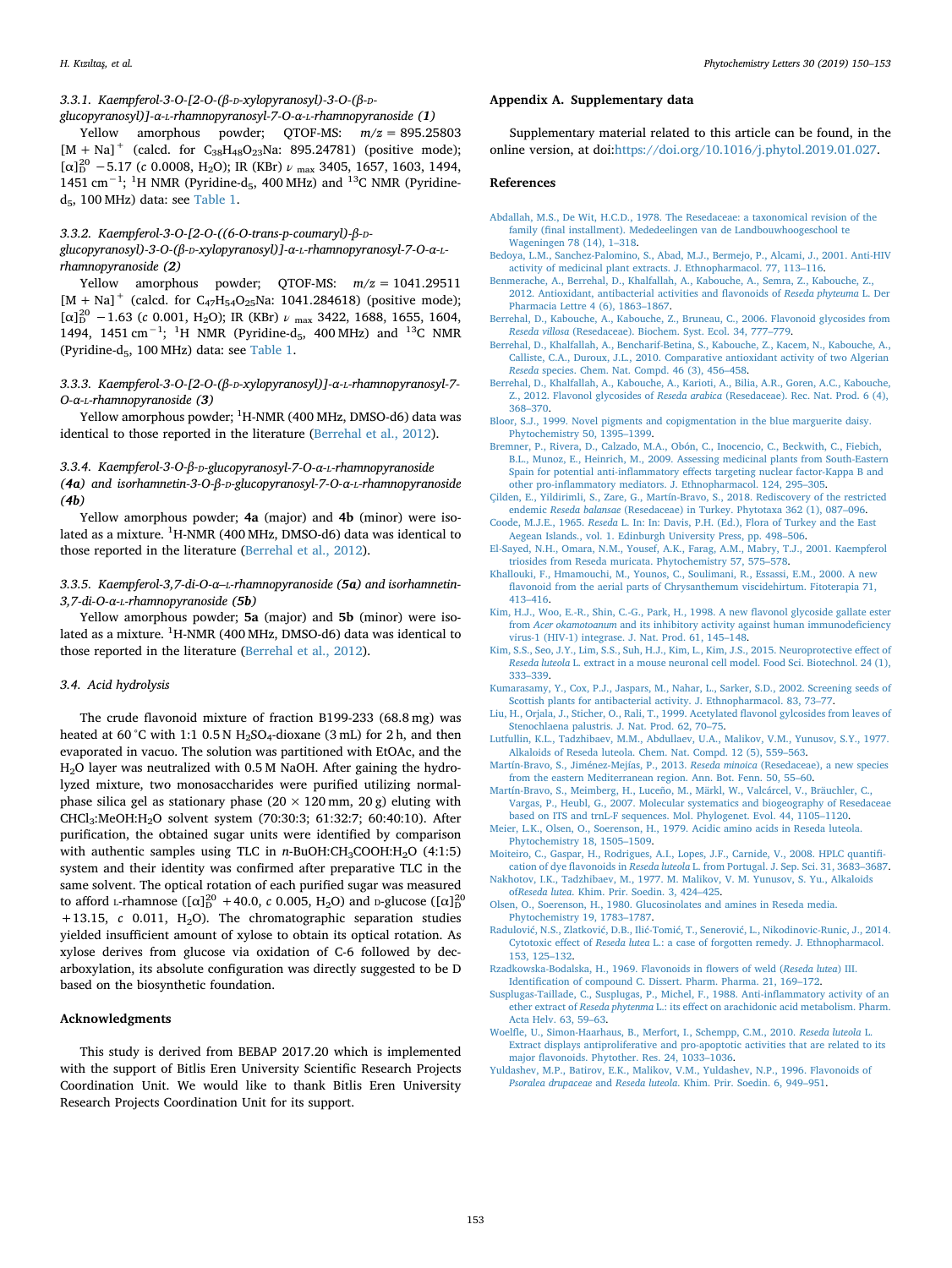### 3.3.1. Kaempferol-3-O-[2-O-(β-D-xylopyranosyl)-3-O-(β-D-glucopyranosyl)]-α-L-rhamnopyranosyl-7-O-α-L-rhamnopyranoside (**1**)

Yellow amorphous powder; QTOF-MS: $m/z$ = 895.25803 $[M + Na]^+$ (calcd. for $C_{38}H_{48}O_{23}Na$: 895.24781) (positive mode); $[\alpha]_D^{20}$ −5.17 (c 0.0008, $H_2O$); IR (KBr) $\nu_{max}$ 3405, 1657, 1603, 1494, 1451 $cm^{-1}$; $^1H$ NMR (Pyridine-$d_5$, 400 MHz) and $^{13}C$ NMR (Pyridine-$d_5$, 100 MHz) data: see Table 1.

### 3.3.2. Kaempferol-3-O-[2-O-((6-O-trans-p-coumaryl)-β-D-glucopyranosyl)-3-O-(β-D-xylopyranosyl)]-α-L-rhamnopyranosyl-7-O-α-L-rhamnopyranoside (**2**)

Yellow amorphous powder; QTOF-MS: $m/z$ = 1041.29511 $[M + Na]^+$ (calcd. for $C_{47}H_{54}O_{25}Na$: 1041.284618) (positive mode); $[\alpha]_D^{20}$ −1.63 (c 0.001, $H_2O$); IR (KBr) $\nu_{max}$ 3422, 1688, 1655, 1604, 1494, 1451 $cm^{-1}$; $^1H$ NMR (Pyridine-$d_5$, 400 MHz) and $^{13}C$ NMR (Pyridine-$d_5$, 100 MHz) data: see Table 1.

### 3.3.3. Kaempferol-3-O-[2-O-(β-D-xylopyranosyl)]-α-L-rhamnopyranosyl-7-O-α-L-rhamnopyranoside (**3**)

Yellow amorphous powder; $^1H$-NMR (400 MHz, DMSO-d6) data was identical to those reported in the literature (Berrehal et al., 2012).

### 3.3.4. Kaempferol-3-O-β-D-glucopyranosyl-7-O-α-L-rhamnopyranoside (**4a**) and isorhamnetin-3-O-β-D-glucopyranosyl-7-O-α-L-rhamnopyranoside (**4b**)

Yellow amorphous powder; **4a** (major) and **4b** (minor) were isolated as a mixture. $^1H$-NMR (400 MHz, DMSO-d6) data was identical to those reported in the literature (Berrehal et al., 2012).

### 3.3.5. Kaempferol-3,7-di-O-α–L-rhamnopyranoside (**5a**) and isorhamnetin-3,7-di-O-α-L-rhamnopyranoside (**5b**)

Yellow amorphous powder; **5a** (major) and **5b** (minor) were isolated as a mixture. $^1H$-NMR (400 MHz, DMSO-d6) data was identical to those reported in the literature (Berrehal et al., 2012).

### 3.4. Acid hydrolysis

The crude flavonoid mixture of fraction B199-233 (68.8 mg) was heated at 60 °C with 1:1 0.5 N $H_2SO_4$-dioxane (3 mL) for 2 h, and then evaporated in vacuo. The solution was partitioned with EtOAc, and the $H_2O$ layer was neutralized with 0.5 M NaOH. After gaining the hydrolyzed mixture, two monosaccharides were purified utilizing normal-phase silica gel as stationary phase (20 × 120 mm, 20 g) eluting with $CHCl_3$:MeOH:$H_2O$ solvent system (70:30:3; 61:32:7; 60:40:10). After purification, the obtained sugar units were identified by comparison with authentic samples using TLC in n-BuOH:$CH_3COOH$:$H_2O$ (4:1:5) system and their identity was confirmed after preparative TLC in the same solvent. The optical rotation of each purified sugar was measured to afford L-rhamnose ($[\alpha]_D^{20}$ +40.0, c 0.005, $H_2O$) and D-glucose ($[\alpha]_D^{20}$ +13.15, c 0.011, $H_2O$). The chromatographic separation studies yielded insufficient amount of xylose to obtain its optical rotation. As xylose derives from glucose via oxidation of C-6 followed by decarboxylation, its absolute configuration was directly suggested to be D based on the biosynthetic foundation.

## Acknowledgments

This study is derived from BEBAP 2017.20 which is implemented with the support of Bitlis Eren University Scientific Research Projects Coordination Unit. We would like to thank Bitlis Eren University Research Projects Coordination Unit for its support.

## Appendix A. Supplementary data

Supplementary material related to this article can be found, in the online version, at doi:https://doi.org/10.1016/j.phytol.2019.01.027.

## References

Abdallah, M.S., De Wit, H.C.D., 1978. The Resedaceae: a taxonomical revision of the family (final installment). Mededeelingen van de Landbouwhoogeschool te Wageningen 78 (14), 1–318.

Bedoya, L.M., Sanchez-Palomino, S., Abad, M.J., Bermejo, P., Alcami, J., 2001. Anti-HIV activity of medicinal plant extracts. J. Ethnopharmacol. 77, 113–116.

Benmerache, A., Berrehal, D., Khalfallah, A., Kabouche, A., Semra, Z., Kabouche, Z., 2012. Antioxidant, antibacterial activities and flavonoids of *Reseda phyteuma* L. Der Pharmacia Lettre 4 (6), 1863–1867.

Berrehal, D., Kabouche, A., Kabouche, Z., Bruneau, C., 2006. Flavonoid glycosides from *Reseda villosa* (Resedaceae). Biochem. Syst. Ecol. 34, 777–779.

Berrehal, D., Khalfallah, A., Bencharif-Betina, S., Kabouche, Z., Kacem, N., Kabouche, A., Calliste, C.A., Duroux, J.L., 2010. Comparative antioxidant activity of two Algerian *Reseda* species. Chem. Nat. Compd. 46 (3), 456–458.

Berrehal, D., Khalfallah, A., Kabouche, A., Karioti, A., Bilia, A.R., Goren, A.C., Kabouche, Z., 2012. Flavonol glycosides of *Reseda arabica* (Resedaceae). Rec. Nat. Prod. 6 (4), 368–370.

Bloor, S.J., 1999. Novel pigments and copigmentation in the blue marguerite daisy. Phytochemistry 50, 1395–1399.

Bremner, P., Rivera, D., Calzado, M.A., Obón, C., Inocencio, C., Beckwith, C., Fiebich, B.L., Munoz, E., Heinrich, M., 2009. Assessing medicinal plants from South-Eastern Spain for potential anti-inflammatory effects targeting nuclear factor-Kappa B and other pro-inflammatory mediators. J. Ethnopharmacol. 124, 295–305.

Çilden, E., Yildirimli, S., Zare, G., Martín-Bravo, S., 2018. Rediscovery of the restricted endemic *Reseda balansae* (Resedaceae) in Turkey. Phytotaxa 362 (1), 087–096.

Coode, M.J.E., 1965. *Reseda* L. In: In: Davis, P.H. (Ed.), Flora of Turkey and the East Aegean Islands., vol. 1. Edinburgh University Press, pp. 498–506.

El-Sayed, N.H., Omara, N.M., Yousef, A.K., Farag, A.M., Mabry, T.J., 2001. Kaempferol triosides from Reseda muricata. Phytochemistry 57, 575–578.

Khallouki, F., Hmamouchi, M., Younos, C., Soulimani, R., Essassi, E.M., 2000. A new flavonoid from the aerial parts of Chrysanthemum viscidehirtum. Fitoterapia 71, 413–416.

Kim, H.J., Woo, E.-R., Shin, C.-G., Park, H., 1998. A new flavonol glycoside gallate ester from *Acer okamotoanum* and its inhibitory activity against human immunodeficiency virus-1 (HIV-1) integrase. J. Nat. Prod. 61, 145–148.

Kim, S.S., Seo, J.Y., Lim, S.S., Suh, H.J., Kim, L., Kim, J.S., 2015. Neuroprotective effect of *Reseda luteola* L. extract in a mouse neuronal cell model. Food Sci. Biotechnol. 24 (1), 333–339.

Kumarasamy, Y., Cox, P.J., Jaspars, M., Nahar, L., Sarker, S.D., 2002. Screening seeds of Scottish plants for antibacterial activity. J. Ethnopharmacol. 83, 73–77.

Liu, H., Orjala, J., Sticher, O., Rali, T., 1999. Acetylated flavonol glycosides from leaves of Stenochlaena palustris. J. Nat. Prod. 62, 70–75.

Lutfullin, K.L., Tadzhibaev, M.M., Abdullaev, U.A., Malikov, V.M., Yunusov, S.Y., 1977. Alkaloids of Reseda luteola. Chem. Nat. Compd. 12 (5), 559–563.

Martín-Bravo, S., Jiménez-Mejías, P., 2013. *Reseda minoica* (Resedaceae), a new species from the eastern Mediterranean region. Ann. Bot. Fenn. 50, 55–60.

Martín-Bravo, S., Meimberg, H., Luceño, M., Märkl, W., Valcárcel, V., Bräuchler, C., Vargas, P., Heubl, G., 2007. Molecular systematics and biogeography of Resedaceae based on ITS and trnL-F sequences. Mol. Phylogenet. Evol. 44, 1105–1120.

Meier, L.K., Olsen, O., Soerenson, H., 1979. Acidic amino acids in Reseda luteola. Phytochemistry 18, 1505–1509.

Moiteiro, C., Gaspar, H., Rodrigues, A.I., Lopes, J.F., Carnide, V., 2008. HPLC quantification of dye flavonoids in *Reseda luteola* L. from Portugal. J. Sep. Sci. 31, 3683–3687.

Nakhotov, I.K., Tadzhibaev, M. M. Malikov, V. M. Yunusov, S. Yu., Alkaloids of*Reseda lutea*. Khim. Prir. Soedin. 3, 424–425.

Olsen, O., Soerenson, H., 1980. Glucosinolates and amines in Reseda media. Phytochemistry 19, 1783–1787.

Radulović, N.S., Zlatković, D.B., Ilić-Tomić, T., Senerović, L., Nikodinovic-Runic, J., 2014. Cytotoxic effect of *Reseda lutea* L.: a case of forgotten remedy. J. Ethnopharmacol. 153, 125–132.

Rzadkowska-Bodalska, H., 1969. Flavonoids in flowers of weld (*Reseda lutea*) III. Identification of compound C. Dissert. Pharm. Pharma. 21, 169–172.

Susplugas-Taillade, C., Susplugas, P., Michel, F., 1988. Anti-inflammatory activity of an ether extract of *Reseda phytenma* L.: its effect on arachidonic acid metabolism. Pharm. Acta Helv. 63, 59–63.

Woelfle, U., Simon-Haarhaus, B., Merfort, I., Schempp, C.M., 2010. *Reseda luteola* L. Extract displays antiproliferative and pro-apoptotic activities that are related to its major flavonoids. Phytother. Res. 24, 1033–1036.

Yuldashev, M.P., Batirov, E.K., Malikov, V.M., Yuldashev, N.P., 1996. Flavonoids of *Psoralea drupaceae* and *Reseda luteola*. Khim. Prir. Soedin. 6, 949–951.